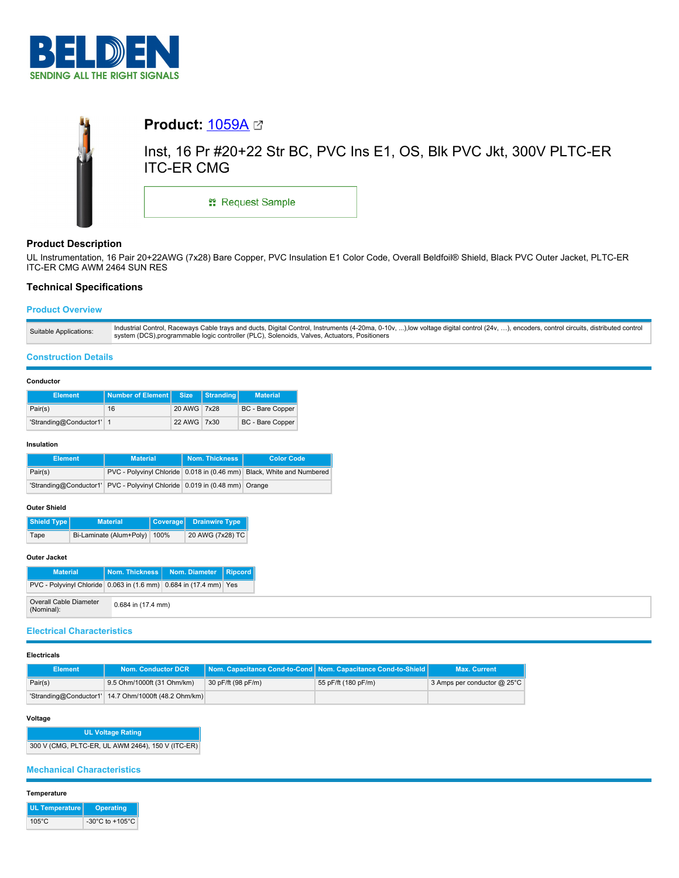# BELDEN

SENDING ALL THE RIGHT SIGNALS

## Product: 1059A

Inst, 16 Pr #20+22 Str BC, PVC Ins E1, OS, Blk PVC Jkt, 300V PLTC-ER ITC-ER CMG

Request Sample

### Product Description

UL Instrumentation, 16 Pair 20+22AWG (7x28) Bare Copper, PVC Insulation E1 Color Code, Overall Beldfoil® Shield, Black PVC Outer Jacket, PLTC-ER ITC-ER CMG AWM 2464 SUN RES

### Technical Specifications

#### Product Overview

| | |
|---|---|
| Suitable Applications: | Industrial Control, Raceways Cable trays and ducts, Digital Control, Instruments (4-20ma, 0-10v, ...),low voltage digital control (24v, …), encoders, control circuits, distributed control system (DCS),programmable logic controller (PLC), Solenoids, Valves, Actuators, Positioners |

#### Construction Details

**Conductor**

| Element | Number of Element | Size | Stranding | Material |
|---|---|---|---|---|
| Pair(s) | 16 | 20 AWG | 7x28 | BC - Bare Copper |
| 'Stranding@Conductor1' | 1 | 22 AWG | 7x30 | BC - Bare Copper |

**Insulation**

| Element | Material | Nom. Thickness | Color Code |
|---|---|---|---|
| Pair(s) | PVC - Polyvinyl Chloride | 0.018 in (0.46 mm) | Black, White and Numbered |
| 'Stranding@Conductor1' | PVC - Polyvinyl Chloride | 0.019 in (0.48 mm) | Orange |

**Outer Shield**

| Shield Type | Material | Coverage | Drainwire Type |
|---|---|---|---|
| Tape | Bi-Laminate (Alum+Poly) | 100% | 20 AWG (7x28) TC |

**Outer Jacket**

| Material | Nom. Thickness | Nom. Diameter | Ripcord |
|---|---|---|---|
| PVC - Polyvinyl Chloride | 0.063 in (1.6 mm) | 0.684 in (17.4 mm) | Yes |

| | |
|---|---|
| Overall Cable Diameter (Nominal): | 0.684 in (17.4 mm) |

#### Electrical Characteristics

**Electricals**

| Element | Nom. Conductor DCR | Nom. Capacitance Cond-to-Cond | Nom. Capacitance Cond-to-Shield | Max. Current |
|---|---|---|---|---|
| Pair(s) | 9.5 Ohm/1000ft (31 Ohm/km) | 30 pF/ft (98 pF/m) | 55 pF/ft (180 pF/m) | 3 Amps per conductor @ 25°C |
| 'Stranding@Conductor1' | 14.7 Ohm/1000ft (48.2 Ohm/km) | | | |

**Voltage**

| UL Voltage Rating |
|---|
| 300 V (CMG, PLTC-ER, UL AWM 2464), 150 V (ITC-ER) |

#### Mechanical Characteristics

**Temperature**

| UL Temperature | Operating |
|---|---|
| 105°C | -30°C to +105°C |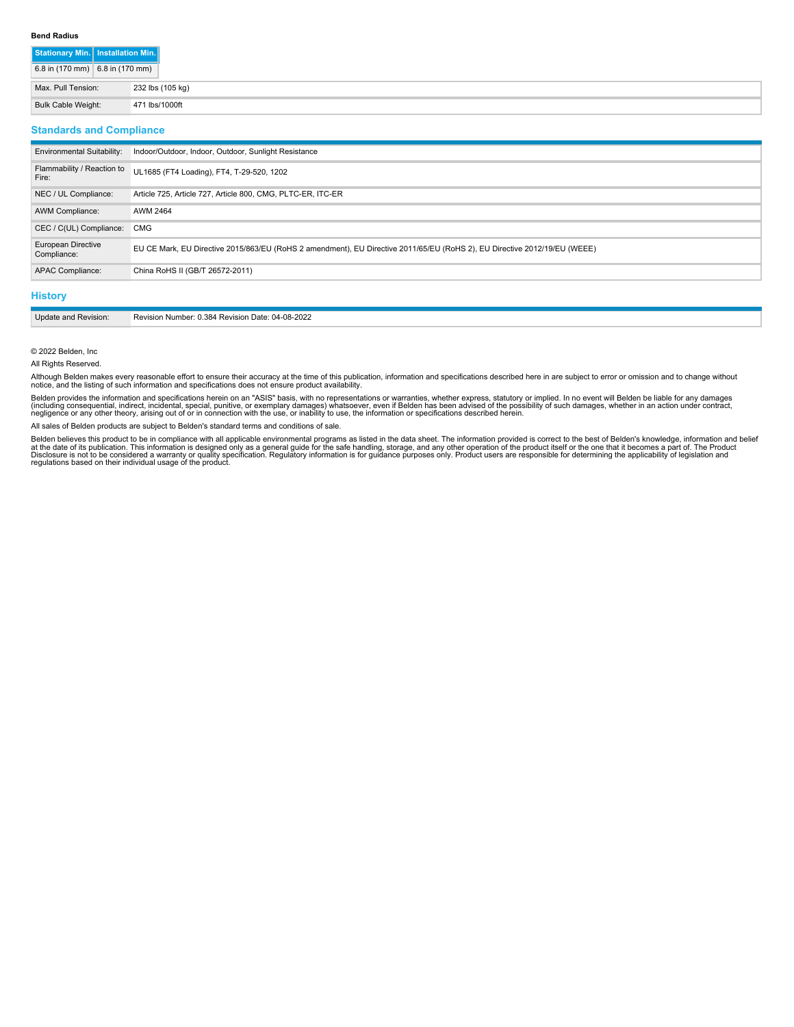**Bend Radius**

| Stationary Min. | Installation Min. |
|---|---|
| 6.8 in (170 mm) | 6.8 in (170 mm) |

| | |
|---|---|
| Max. Pull Tension: | 232 lbs (105 kg) |
| Bulk Cable Weight: | 471 lbs/1000ft |

## Standards and Compliance

| | |
|---|---|
| Environmental Suitability: | Indoor/Outdoor, Indoor, Outdoor, Sunlight Resistance |
| Flammability / Reaction to Fire: | UL1685 (FT4 Loading), FT4, T-29-520, 1202 |
| NEC / UL Compliance: | Article 725, Article 727, Article 800, CMG, PLTC-ER, ITC-ER |
| AWM Compliance: | AWM 2464 |
| CEC / C(UL) Compliance: | CMG |
| European Directive Compliance: | EU CE Mark, EU Directive 2015/863/EU (RoHS 2 amendment), EU Directive 2011/65/EU (RoHS 2), EU Directive 2012/19/EU (WEEE) |
| APAC Compliance: | China RoHS II (GB/T 26572-2011) |

## History

| | |
|---|---|
| Update and Revision: | Revision Number: 0.384 Revision Date: 04-08-2022 |

© 2022 Belden, Inc

All Rights Reserved.

Although Belden makes every reasonable effort to ensure their accuracy at the time of this publication, information and specifications described here in are subject to error or omission and to change without notice, and the listing of such information and specifications does not ensure product availability.

Belden provides the information and specifications herein on an "ASIS" basis, with no representations or warranties, whether express, statutory or implied. In no event will Belden be liable for any damages (including consequential, indirect, incidental, special, punitive, or exemplary damages) whatsoever, even if Belden has been advised of the possibility of such damages, whether in an action under contract, negligence or any other theory, arising out of or in connection with the use, or inability to use, the information or specifications described herein.

All sales of Belden products are subject to Belden's standard terms and conditions of sale.

Belden believes this product to be in compliance with all applicable environmental programs as listed in the data sheet. The information provided is correct to the best of Belden's knowledge, information and belief at the date of its publication. This information is designed only as a general guide for the safe handling, storage, and any other operation of the product itself or the one that it becomes a part of. The Product Disclosure is not to be considered a warranty or quality specification. Regulatory information is for guidance purposes only. Product users are responsible for determining the applicability of legislation and regulations based on their individual usage of the product.